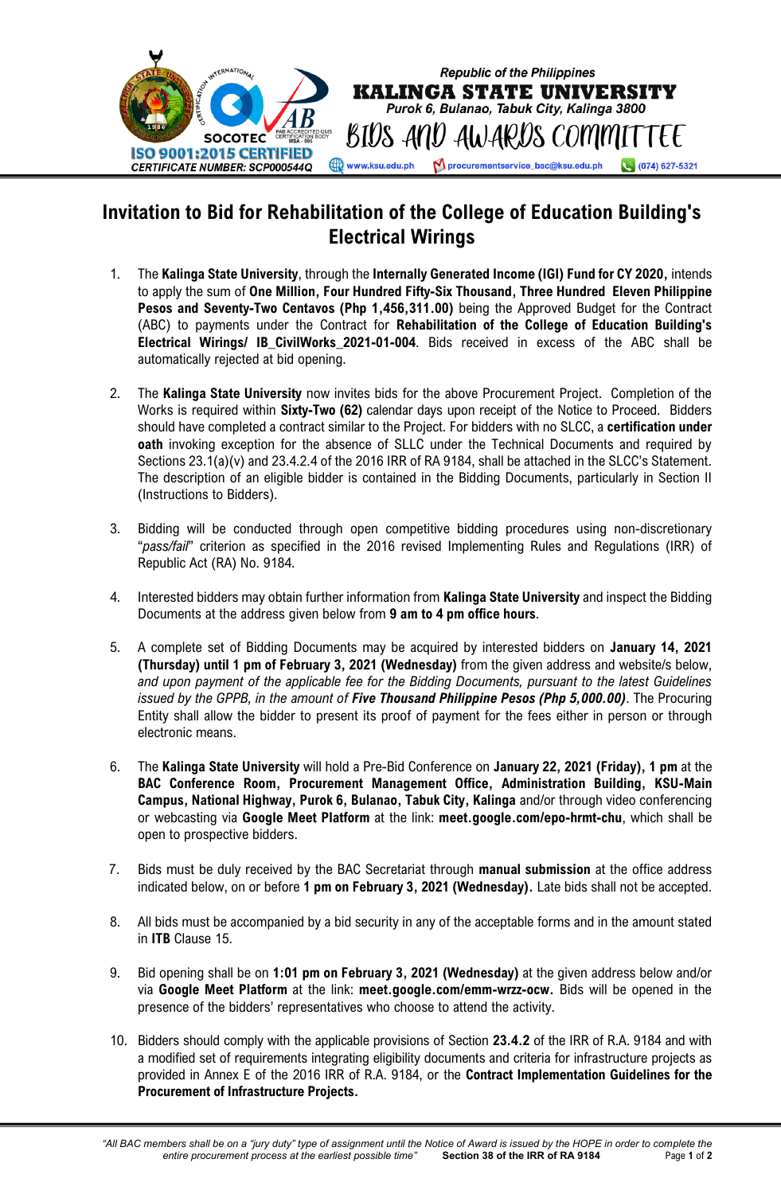Republic of the Philippines
**KALINGA STATE UNIVERSITY**
*Purok 6, Bulanao, Tabuk City, Kalinga 3800*
BIDS AND AWARDS COMMITTEE
www.ksu.edu.ph | procurementservice_bac@ksu.edu.ph | (074) 627-5321

ISO 9001:2015 CERTIFIED
CERTIFICATE NUMBER: SCP000544Q

# Invitation to Bid for Rehabilitation of the College of Education Building's Electrical Wirings

1. The **Kalinga State University**, through the **Internally Generated Income (IGI) Fund for CY 2020,** intends to apply the sum of **One Million, Four Hundred Fifty-Six Thousand, Three Hundred Eleven Philippine Pesos and Seventy-Two Centavos (Php 1,456,311.00)** being the Approved Budget for the Contract (ABC) to payments under the Contract for **Rehabilitation of the College of Education Building's Electrical Wirings/ IB_CivilWorks_2021-01-004**. Bids received in excess of the ABC shall be automatically rejected at bid opening.

2. The **Kalinga State University** now invites bids for the above Procurement Project. Completion of the Works is required within **Sixty-Two (62)** calendar days upon receipt of the Notice to Proceed. Bidders should have completed a contract similar to the Project. For bidders with no SLCC, a **certification under oath** invoking exception for the absence of SLLC under the Technical Documents and required by Sections 23.1(a)(v) and 23.4.2.4 of the 2016 IRR of RA 9184, shall be attached in the SLCC's Statement. The description of an eligible bidder is contained in the Bidding Documents, particularly in Section II (Instructions to Bidders).

3. Bidding will be conducted through open competitive bidding procedures using non-discretionary "*pass/fail*" criterion as specified in the 2016 revised Implementing Rules and Regulations (IRR) of Republic Act (RA) No. 9184.

4. Interested bidders may obtain further information from **Kalinga State University** and inspect the Bidding Documents at the address given below from **9 am to 4 pm office hours**.

5. A complete set of Bidding Documents may be acquired by interested bidders on **January 14, 2021 (Thursday) until 1 pm of February 3, 2021 (Wednesday)** from the given address and website/s below, *and upon payment of the applicable fee for the Bidding Documents, pursuant to the latest Guidelines issued by the GPPB, in the amount of* ***Five Thousand Philippine Pesos (Php 5,000.00)***. The Procuring Entity shall allow the bidder to present its proof of payment for the fees either in person or through electronic means.

6. The **Kalinga State University** will hold a Pre-Bid Conference on **January 22, 2021 (Friday), 1 pm** at the **BAC Conference Room, Procurement Management Office, Administration Building, KSU-Main Campus, National Highway, Purok 6, Bulanao, Tabuk City, Kalinga** and/or through video conferencing or webcasting via **Google Meet Platform** at the link: **meet.google.com/epo-hrmt-chu**, which shall be open to prospective bidders.

7. Bids must be duly received by the BAC Secretariat through **manual submission** at the office address indicated below, on or before **1 pm on February 3, 2021 (Wednesday).** Late bids shall not be accepted.

8. All bids must be accompanied by a bid security in any of the acceptable forms and in the amount stated in **ITB** Clause 15.

9. Bid opening shall be on **1:01 pm on February 3, 2021 (Wednesday)** at the given address below and/or via **Google Meet Platform** at the link: **meet.google.com/emm-wrzz-ocw.** Bids will be opened in the presence of the bidders' representatives who choose to attend the activity.

10. Bidders should comply with the applicable provisions of Section **23.4.2** of the IRR of R.A. 9184 and with a modified set of requirements integrating eligibility documents and criteria for infrastructure projects as provided in Annex E of the 2016 IRR of R.A. 9184, or the **Contract Implementation Guidelines for the Procurement of Infrastructure Projects.**

*"All BAC members shall be on a "jury duty" type of assignment until the Notice of Award is issued by the HOPE in order to complete the entire procurement process at the earliest possible time"* **Section 38 of the IRR of RA 9184**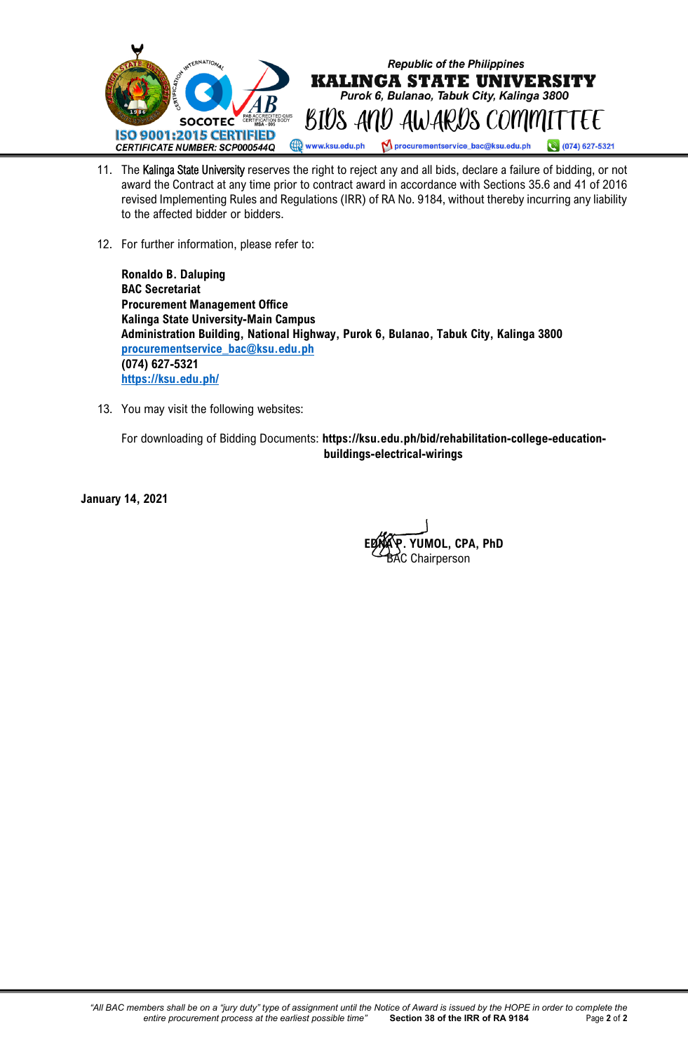11. The Kalinga State University reserves the right to reject any and all bids, declare a failure of bidding, or not award the Contract at any time prior to contract award in accordance with Sections 35.6 and 41 of 2016 revised Implementing Rules and Regulations (IRR) of RA No. 9184, without thereby incurring any liability to the affected bidder or bidders.

12. For further information, please refer to:

    **Ronaldo B. Daluping**
    **BAC Secretariat**
    **Procurement Management Office**
    **Kalinga State University-Main Campus**
    **Administration Building, National Highway, Purok 6, Bulanao, Tabuk City, Kalinga 3800**
    **procurementservice_bac@ksu.edu.ph**
    **(074) 627-5321**
    **https://ksu.edu.ph/**

13. You may visit the following websites:

    For downloading of Bidding Documents: **https://ksu.edu.ph/bid/rehabilitation-college-education-buildings-electrical-wirings**

**January 14, 2021**

**EDNA P. YUMOL, CPA, PhD**
BAC Chairperson

*"All BAC members shall be on a "jury duty" type of assignment until the Notice of Award is issued by the HOPE in order to complete the entire procurement process at the earliest possible time"* **Section 38 of the IRR of RA 9184**